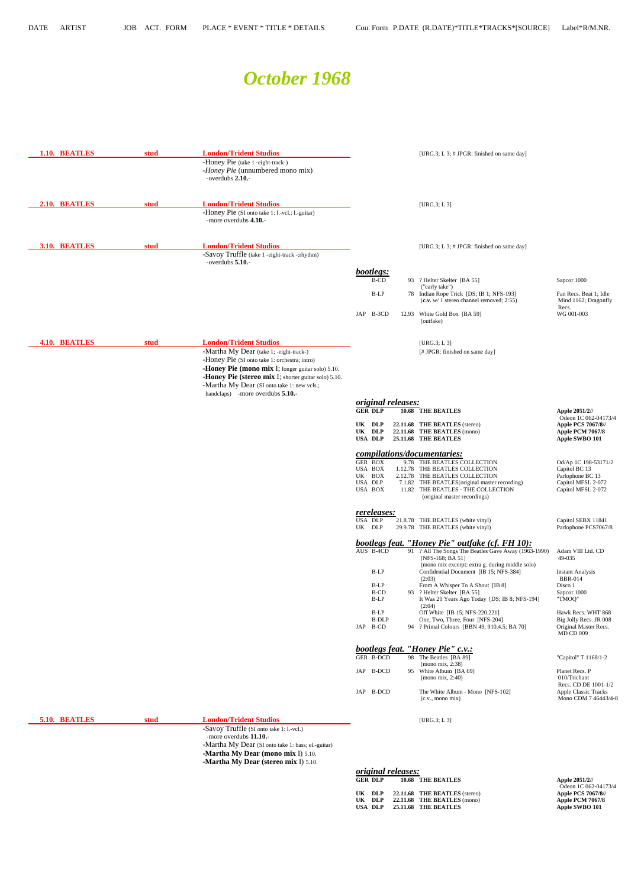| DATE | ARTIST | JOB | ACT. | FORM | PLACE * EVENT * TITLE * DETAILS | Cou. | Form | P.DATE | (R.DATE)*TITLE*TRACKS*[SOURCE] | Label*R/M.NR. |
|---|---|---|---|---|---|---|---|---|---|---|

# October 1968

**1.10. BEATLES** **stud** **London/Trident Studios** [URG.3; L 3; # JPGR: finished on same day]

-Honey Pie (take 1 -eight-track-)
-*Honey Pie* (unnumbered mono mix)
-overdubs **2.10.**-

**2.10. BEATLES** **stud** **London/Trident Studios** [URG.3; L 3]

-Honey Pie (SI onto take 1: l.-vcl.; l.-guitar)
-more overdubs **4.10.**-

**3.10. BEATLES** **stud** **London/Trident Studios** [URG.3; L 3; # JPGR: finished on same day]

-Savoy Truffle (take 1 -eight-track -:rhythm)
-overdubs **5.10.**-

***bootlegs:***

| Cou. | Form | P.DATE | TITLE | Label |
|---|---|---|---|---|
| | B-CD | 93 | ? Helter Skelter [BA 55] ("early take") | Sapcor 1000 |
| | B-LP | 78 | Indian Rope Trick [DS; IB 1; NFS-193] (**c.v.** w/ 1 stereo channel removed; 2:55) | Fan Recs. Beat 1; Idle Mind 1162; Dragonfly Recs. |
| JAP | B-3CD | 12.93 | White Gold Box [BA 59] (outfake) | WG 001-003 |

**4.10. BEATLES** **stud** **London/Trident Studios** [URG.3; L 3] [# JPGR: finished on same day]

-Martha My Dear (take 1; -eight-track-)
-Honey Pie (SI onto take 1: orchestra; intro)
**-Honey Pie (mono mix** I; longer guitar solo) 5.10.
**-Honey Pie (stereo mix** I; shorter guitar solo) 5.10.
-Martha My Dear (SI onto take 1: new vcls.; handclaps) -more overdubs **5.10.**-

***original releases:***

| Cou. | Form | P.DATE | TITLE | Label |
|---|---|---|---|---|
| **GER** | **DLP** | **10.68** | **THE BEATLES** | **Apple 2051/2//** Odeon 1C 062-04173/4 |
| **UK** | **DLP** | **22.11.68** | **THE BEATLES** (stereo) | **Apple PCS 7067/8//** |
| **UK** | **DLP** | **22.11.68** | **THE BEATLES** (mono) | **Apple PCM 7067/8** |
| **USA** | **DLP** | **25.11.68** | **THE BEATLES** | **Apple SWBO 101** |

***compilations/documentaries:***

| Cou. | Form | P.DATE | TITLE | Label |
|---|---|---|---|---|
| GER | BOX | 9.78 | THE BEATLES COLLECTION | Od/Ap 1C 198-53171/2 |
| USA | BOX | 1.12.78 | THE BEATLES COLLECTION | Capitol BC 13 |
| UK | BOX | 2.12.78 | THE BEATLES COLLECTION | Parlophone BC 13 |
| USA | DLP | 7.1.82 | THE BEATLES(original master recording) | Capitol MFSL 2-072 |
| USA | BOX | 11.82 | THE BEATLES - THE COLLECTION (original master recordings) | Capitol MFSL 2-072 |

***rereleases:***

| Cou. | Form | P.DATE | TITLE | Label |
|---|---|---|---|---|
| USA | DLP | 21.8.78 | THE BEATLES (white vinyl) | Capitol SEBX 11841 |
| UK | DLP | 29.9.78 | THE BEATLES (white vinyl) | Parlophone PCS7067/8 |

***bootlegs feat. "Honey Pie" outfake (cf. FH 10):***

| Cou. | Form | P.DATE | TITLE | Label |
|---|---|---|---|---|
| AUS | B-4CD | 91 | ? All The Songs The Beatles Gave Away (1963-1990) [NFS-168; BA 51] (mono mix excerpt: extra g. during middle solo) | Adam VIII Ltd. CD 49-035 |
| | B-LP | | Confidential Document [IB 15; NFS-384] (2:03) | Instant Analysis BBR-014 |
| | B-LP | | From A Whisper To A Shout [IB 8] | Disco 1 |
| | B-CD | 93 | ? Helter Skelter [BA 55] | Sapcor 1000 |
| | B-LP | | It Was 20 Years Ago Today [DS; IB 8; NFS-194] (2:04) | "TMOQ" |
| | B-LP | | Off White [IB 15; NFS-220.221] | Hawk Recs. WHT 868 |
| | B-DLP | | One, Two, Three, Four [NFS-204] | Big Jolly Recs. JR 008 |
| JAP | B-CD | 94 | ? Primal Colours [BBN 49; 910.4.5; BA 70] | Original Master Recs. MD CD 009 |

***bootlegs feat. "Honey Pie" c.v.:***

| Cou. | Form | P.DATE | TITLE | Label |
|---|---|---|---|---|
| GER | B-DCD | 98 | The Beatles [BA 89] (mono mix, 2:38) | "Capitol" T 1168/1-2 |
| JAP | B-DCD | 95 | White Album [BA 69] (mono mix, 2:40) | Planet Recs. P 010/Trichant Recs. CD DE 1001-1/2 |
| JAP | B-DCD | | The White Album - Mono [NFS-102] (c.v., mono mix) | Apple Classic Tracks Mono CDM 7 46443/4-8 |

**5.10. BEATLES** **stud** **London/Trident Studios** [URG.3; L 3]

-Savoy Truffle (SI onto take 1: l.-vcl.)
-more overdubs **11.10.**-
-Martha My Dear (SI onto take 1: bass; el.-guitar)
**-Martha My Dear (mono mix** I) 5.10.
**-Martha My Dear (stereo mix** I) 5.10.

***original releases:***

| Cou. | Form | P.DATE | TITLE | Label |
|---|---|---|---|---|
| **GER** | **DLP** | **10.68** | **THE BEATLES** | **Apple 2051/2//** Odeon 1C 062-04173/4 |
| **UK** | **DLP** | **22.11.68** | **THE BEATLES** (stereo) | **Apple PCS 7067/8//** |
| **UK** | **DLP** | **22.11.68** | **THE BEATLES** (mono) | **Apple PCM 7067/8** |
| **USA** | **DLP** | **25.11.68** | **THE BEATLES** | **Apple SWBO 101** |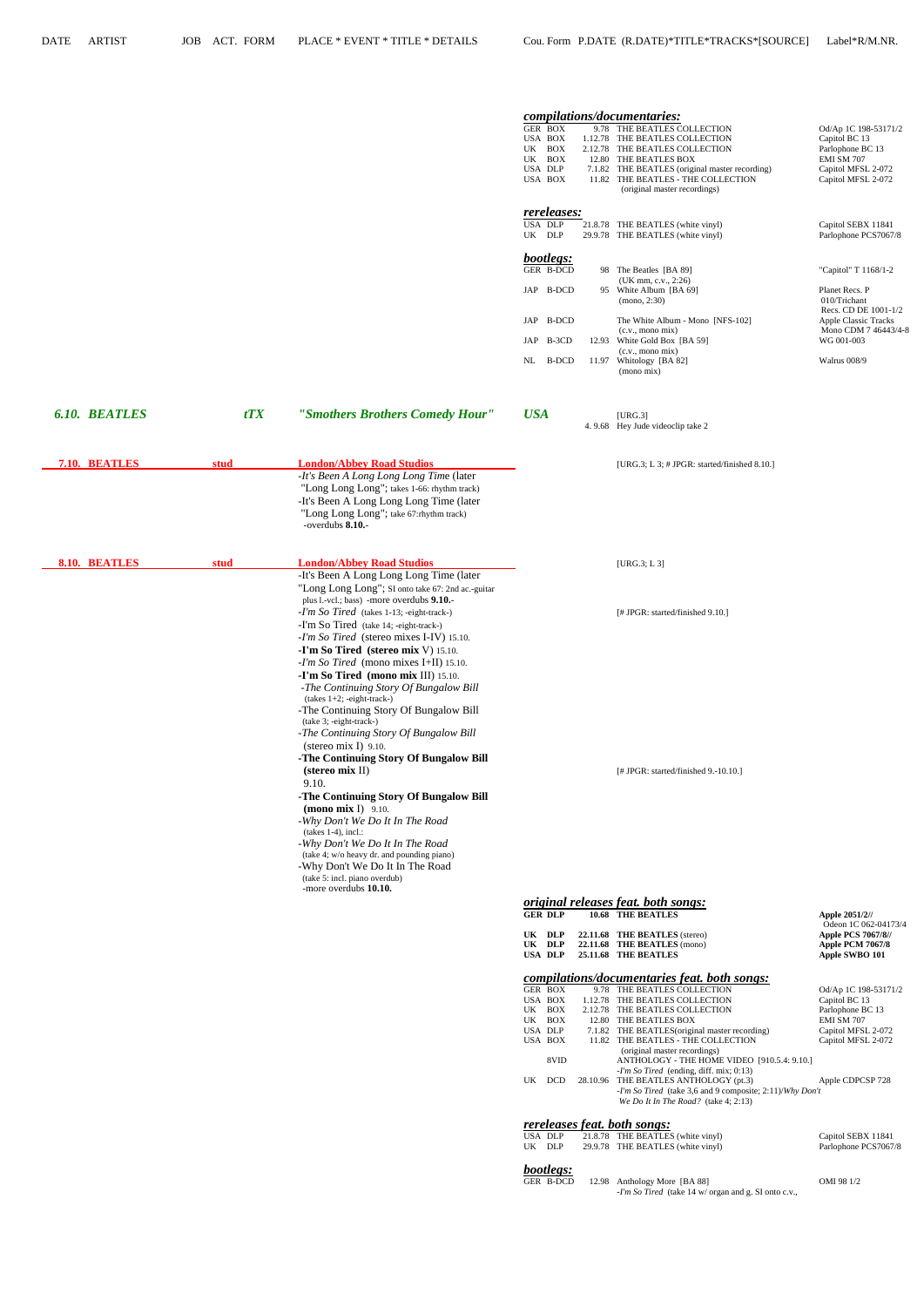DATE | ARTIST | JOB | ACT. | FORM | PLACE * EVENT * TITLE * DETAILS | Cou. | Form | P.DATE (R.DATE)*TITLE*TRACKS*[SOURCE] | Label*R/M.NR.

### *compilations/documentaries:*

| Cou. | Form | Date | Title | Label |
|---|---|---|---|---|
| GER | BOX | 9.78 | THE BEATLES COLLECTION | Od/Ap 1C 198-53171/2 |
| USA | BOX | 1.12.78 | THE BEATLES COLLECTION | Capitol BC 13 |
| UK | BOX | 2.12.78 | THE BEATLES COLLECTION | Parlophone BC 13 |
| UK | BOX | 12.80 | THE BEATLES BOX | EMI SM 707 |
| USA | DLP | 7.1.82 | THE BEATLES (original master recording) | Capitol MFSL 2-072 |
| USA | BOX | 11.82 | THE BEATLES - THE COLLECTION (original master recordings) | Capitol MFSL 2-072 |

### *rereleases:*

| Cou. | Form | Date | Title | Label |
|---|---|---|---|---|
| USA | DLP | 21.8.78 | THE BEATLES (white vinyl) | Capitol SEBX 11841 |
| UK | DLP | 29.9.78 | THE BEATLES (white vinyl) | Parlophone PCS7067/8 |

### *bootlegs:*

| Cou. | Form | Date | Title | Label |
|---|---|---|---|---|
| GER | B-DCD | 98 | The Beatles [BA 89] (UK mm, c.v., 2:26) | "Capitol" T 1168/1-2 |
| JAP | B-DCD | 95 | White Album [BA 69] (mono, 2:30) | Planet Recs. P 010/Trichant Recs. CD DE 1001-1/2 |
| JAP | B-DCD | | The White Album - Mono [NFS-102] (c.v., mono mix) | Apple Classic Tracks Mono CDM 7 46443/4-8 |
| JAP | B-3CD | 12.93 | White Gold Box [BA 59] (c.v., mono mix) | WG 001-003 |
| NL | B-DCD | 11.97 | Whitology [BA 82] (mono mix) | Walrus 008/9 |

---

**6.10. BEATLES** — *tTX* — ***"Smothers Brothers Comedy Hour"*** — ***USA***

[URG.3]
4. 9.68 Hey Jude videoclip take 2

---

**7.10. BEATLES** — **stud** — **London/Abbey Road Studios**

[URG.3; L 3; # JPGR: started/finished 8.10.]

- *It's Been A Long Long Long Time* (later "Long Long Long"; takes 1-66: rhythm track)
- It's Been A Long Long Long Time (later "Long Long Long"; take 67:rhythm track)
- overdubs **8.10.**-

---

**8.10. BEATLES** — **stud** — **London/Abbey Road Studios**

[URG.3; L 3]

- It's Been A Long Long Long Time (later "Long Long Long"; SI onto take 67: 2nd ac.-guitar plus l.-vcl.; bass) -more overdubs **9.10.**-
- *I'm So Tired* (takes 1-13; -eight-track-) [# JPGR: started/finished 9.10.]
- I'm So Tired (take 14; -eight-track-)
- *I'm So Tired* (stereo mixes I-IV) 15.10.
- **I'm So Tired (stereo mix** V) 15.10.
- *I'm So Tired* (mono mixes I+II) 15.10.
- **I'm So Tired (mono mix** III) 15.10.
- *The Continuing Story Of Bungalow Bill* (takes 1+2; -eight-track-)
- The Continuing Story Of Bungalow Bill (take 3; -eight-track-)
- *The Continuing Story Of Bungalow Bill* (stereo mix I) 9.10.
- **The Continuing Story Of Bungalow Bill (stereo mix** II) 9.10. [# JPGR: started/finished 9.-10.10.]
- **The Continuing Story Of Bungalow Bill (mono mix** I) 9.10.
- *Why Don't We Do It In The Road* (takes 1-4), incl.:
- *Why Don't We Do It In The Road* (take 4; w/o heavy dr. and pounding piano)
- Why Don't We Do It In The Road (take 5: incl. piano overdub)
- more overdubs **10.10.**

### *original releases feat. both songs:*

| Cou. | Form | Date | Title | Label |
|---|---|---|---|---|
| **GER** | **DLP** | **10.68** | **THE BEATLES** | **Apple 2051/2//** Odeon 1C 062-04173/4 |
| **UK** | **DLP** | **22.11.68** | **THE BEATLES** (stereo) | **Apple PCS 7067/8//** |
| **UK** | **DLP** | **22.11.68** | **THE BEATLES** (mono) | **Apple PCM 7067/8** |
| **USA** | **DLP** | **25.11.68** | **THE BEATLES** | **Apple SWBO 101** |

### *compilations/documentaries feat. both songs:*

| Cou. | Form | Date | Title | Label |
|---|---|---|---|---|
| GER | BOX | 9.78 | THE BEATLES COLLECTION | Od/Ap 1C 198-53171/2 |
| USA | BOX | 1.12.78 | THE BEATLES COLLECTION | Capitol BC 13 |
| UK | BOX | 2.12.78 | THE BEATLES COLLECTION | Parlophone BC 13 |
| UK | BOX | 12.80 | THE BEATLES BOX | EMI SM 707 |
| USA | DLP | 7.1.82 | THE BEATLES(original master recording) | Capitol MFSL 2-072 |
| USA | BOX | 11.82 | THE BEATLES - THE COLLECTION (original master recordings) | Capitol MFSL 2-072 |
| | 8VID | | ANTHOLOGY - THE HOME VIDEO [910.5.4: 9.10.] -*I'm So Tired* (ending, diff. mix; 0:13) | |
| UK | DCD | 28.10.96 | THE BEATLES ANTHOLOGY (pt.3) -*I'm So Tired* (take 3,6 and 9 composite; 2:11)/*Why Don't We Do It In The Road?* (take 4; 2:13) | Apple CDPCSP 728 |

### *rereleases feat. both songs:*

| Cou. | Form | Date | Title | Label |
|---|---|---|---|---|
| USA | DLP | 21.8.78 | THE BEATLES (white vinyl) | Capitol SEBX 11841 |
| UK | DLP | 29.9.78 | THE BEATLES (white vinyl) | Parlophone PCS7067/8 |

### *bootlegs:*

| Cou. | Form | Date | Title | Label |
|---|---|---|---|---|
| GER | B-DCD | 12.98 | Anthology More [BA 88] -*I'm So Tired* (take 14 w/ organ and g. SI onto c.v., | OMI 98 1/2 |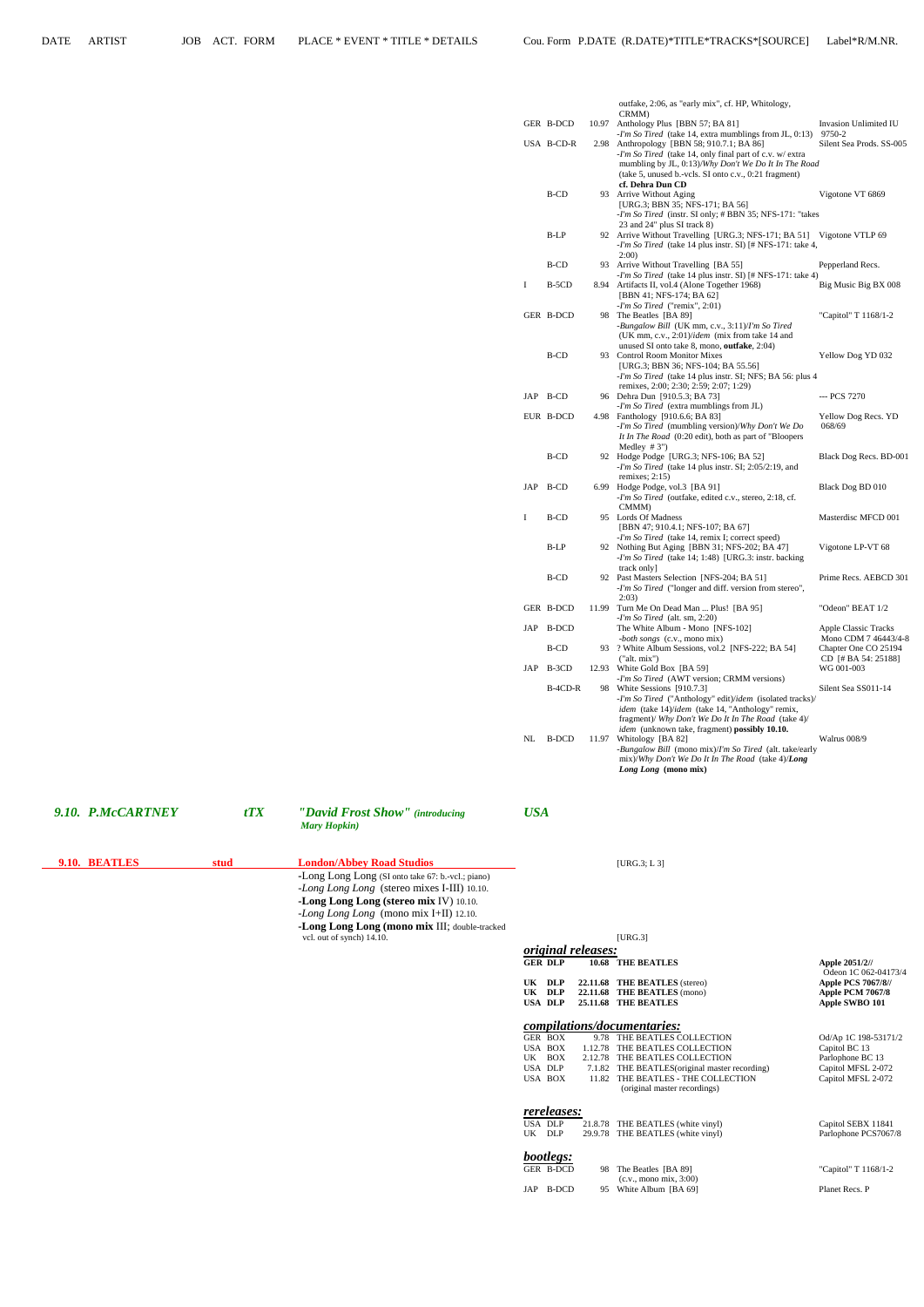| Cou. | Form | P.DATE | TITLE * TRACKS * [SOURCE] | Label*R/M.NR. |
|---|---|---|---|---|
| | | | outfake, 2:06, as "early mix", cf. HP, Whitology, CRMM) | |
| GER | B-DCD | 10.97 | Anthology Plus [BBN 57; BA 81] -*I'm So Tired* (take 14, extra mumblings from JL, 0:13) | Invasion Unlimited IU 9750-2 |
| USA | B-CD-R | 2.98 | Anthropology [BBN 58; 910.7.1; BA 86] -*I'm So Tired* (take 14, only final part of c.v. w/ extra mumbling by JL, 0:13)/*Why Don't We Do It In The Road* (take 5, unused b.-vcls. SI onto c.v., 0:21 fragment) **cf. Dehra Dun CD** | Silent Sea Prods. SS-005 |
| | B-CD | 93 | Arrive Without Aging [URG.3; BBN 35; NFS-171; BA 56] -*I'm So Tired* (instr. SI only; # BBN 35; NFS-171: "takes 23 and 24" plus SI track 8) | Vigotone VT 6869 |
| | B-LP | 92 | Arrive Without Travelling [URG.3; NFS-171; BA 51] -*I'm So Tired* (take 14 plus instr. SI) [# NFS-171: take 4, 2:00) | Vigotone VTLP 69 |
| | B-CD | 93 | Arrive Without Travelling [BA 55] -*I'm So Tired* (take 14 plus instr. SI) [# NFS-171: take 4) | Pepperland Recs. |
| I | B-5CD | 8.94 | Artifacts II, vol.4 (Alone Together 1968) [BBN 41; NFS-174; BA 62] -*I'm So Tired* ("remix", 2:01) | Big Music Big BX 008 |
| GER | B-DCD | 98 | The Beatles [BA 89] -*Bungalow Bill* (UK mm, c.v., 3:11)/*I'm So Tired* (UK mm, c.v., 2:01)/*idem* (mix from take 14 and unused SI onto take 8, mono, **outfake**, 2:04) | "Capitol" T 1168/1-2 |
| | B-CD | 93 | Control Room Monitor Mixes [URG.3; BBN 36; NFS-104; BA 55.56] -*I'm So Tired* (take 14 plus instr. SI; NFS; BA 56: plus 4 remixes, 2:00; 2:30; 2:59; 2:07; 1:29) | Yellow Dog YD 032 |
| JAP | B-CD | 96 | Dehra Dun [910.5.3; BA 73] -*I'm So Tired* (extra mumblings from JL) | --- PCS 7270 |
| EUR | B-DCD | 4.98 | Fanthology [910.6.6; BA 83] -*I'm So Tired* (mumbling version)/*Why Don't We Do It In The Road* (0:20 edit), both as part of "Bloopers Medley # 3") | Yellow Dog Recs. YD 068/69 |
| | B-CD | 92 | Hodge Podge [URG.3; NFS-106; BA 52] -*I'm So Tired* (take 14 plus instr. SI; 2:05/2:19, and remixes; 2:15) | Black Dog Recs. BD-001 |
| JAP | B-CD | 6.99 | Hodge Podge, vol.3 [BA 91] -*I'm So Tired* (outfake, edited c.v., stereo, 2:18, cf. CMMM) | Black Dog BD 010 |
| I | B-CD | 95 | Lords Of Madness [BBN 47; 910.4.1; NFS-107; BA 67] -*I'm So Tired* (take 14, remix I; correct speed) | Masterdisc MFCD 001 |
| | B-LP | 92 | Nothing But Aging [BBN 31; NFS-202; BA 47] -*I'm So Tired* (take 14; 1:48) [URG.3: instr. backing track only] | Vigotone LP-VT 68 |
| | B-CD | 92 | Past Masters Selection [NFS-204; BA 51] -*I'm So Tired* ("longer and diff. version from stereo", 2:03) | Prime Recs. AEBCD 301 |
| GER | B-DCD | 11.99 | Turn Me On Dead Man ... Plus! [BA 95] -*I'm So Tired* (alt. sm, 2:20) | "Odeon" BEAT 1/2 |
| JAP | B-DCD | | The White Album - Mono [NFS-102] -*both songs* (c.v., mono mix) | Apple Classic Tracks Mono CDM 7 46443/4-8 |
| | B-CD | 93 | ? White Album Sessions, vol.2 [NFS-222; BA 54] ("alt. mix") | Chapter One CO 25194 CD [# BA 54: 25188] |
| JAP | B-3CD | 12.93 | White Gold Box [BA 59] -*I'm So Tired* (AWT version; CRMM versions) | WG 001-003 |
| | B-4CD-R | 98 | White Sessions [910.7.3] -*I'm So Tired* ("Anthology" edit)/*idem* (isolated tracks)/ *idem* (take 14)/*idem* (take 14, "Anthology" remix, fragment)/ *Why Don't We Do It In The Road* (take 4)/ *idem* (unknown take, fragment) **possibly 10.10.** | Silent Sea SS011-14 |
| NL | B-DCD | 11.97 | Whitology [BA 82] -*Bungalow Bill* (mono mix)/*I'm So Tired* (alt. take/early mix)/*Why Don't We Do It In The Road* (take 4)/***Long Long*** **(mono mix)** | Walrus 008/9 |

***9.10. P.McCARTNEY*** — ***tTX*** — ***"David Frost Show" (introducing Mary Hopkin)*** — ***USA***

**9.10. BEATLES** — **stud** — **London/Abbey Road Studios** [URG.3; L 3]

- -Long Long Long (SI onto take 67: b.-vcl.; piano)
- -*Long Long Long* (stereo mixes I-III) 10.10.
- **-Long Long Long (stereo mix** IV) 10.10.
- -*Long Long Long* (mono mix I+II) 12.10.
- **-Long Long Long (mono mix** III; double-tracked vcl. out of synch) 14.10. [URG.3]

### *original releases:*

| Cou. | Form | P.DATE | TITLE | Label |
|---|---|---|---|---|
| **GER** | **DLP** | **10.68** | **THE BEATLES** | **Apple 2051/2//** Odeon 1C 062-04173/4 |
| **UK** | **DLP** | **22.11.68** | **THE BEATLES** (stereo) | **Apple PCS 7067/8//** |
| **UK** | **DLP** | **22.11.68** | **THE BEATLES** (mono) | **Apple PCM 7067/8** |
| **USA** | **DLP** | **25.11.68** | **THE BEATLES** | **Apple SWBO 101** |

### *compilations/documentaries:*

| Cou. | Form | P.DATE | TITLE | Label |
|---|---|---|---|---|
| GER | BOX | 9.78 | THE BEATLES COLLECTION | Od/Ap 1C 198-53171/2 |
| USA | BOX | 1.12.78 | THE BEATLES COLLECTION | Capitol BC 13 |
| UK | BOX | 2.12.78 | THE BEATLES COLLECTION | Parlophone BC 13 |
| USA | DLP | 7.1.82 | THE BEATLES(original master recording) | Capitol MFSL 2-072 |
| USA | BOX | 11.82 | THE BEATLES - THE COLLECTION (original master recordings) | Capitol MFSL 2-072 |

### *rereleases:*

| Cou. | Form | P.DATE | TITLE | Label |
|---|---|---|---|---|
| USA | DLP | 21.8.78 | THE BEATLES (white vinyl) | Capitol SEBX 11841 |
| UK | DLP | 29.9.78 | THE BEATLES (white vinyl) | Parlophone PCS7067/8 |

### *bootlegs:*

| Cou. | Form | P.DATE | TITLE | Label |
|---|---|---|---|---|
| GER | B-DCD | 98 | The Beatles [BA 89] (c.v., mono mix, 3:00) | "Capitol" T 1168/1-2 |
| JAP | B-DCD | 95 | White Album [BA 69] | Planet Recs. P |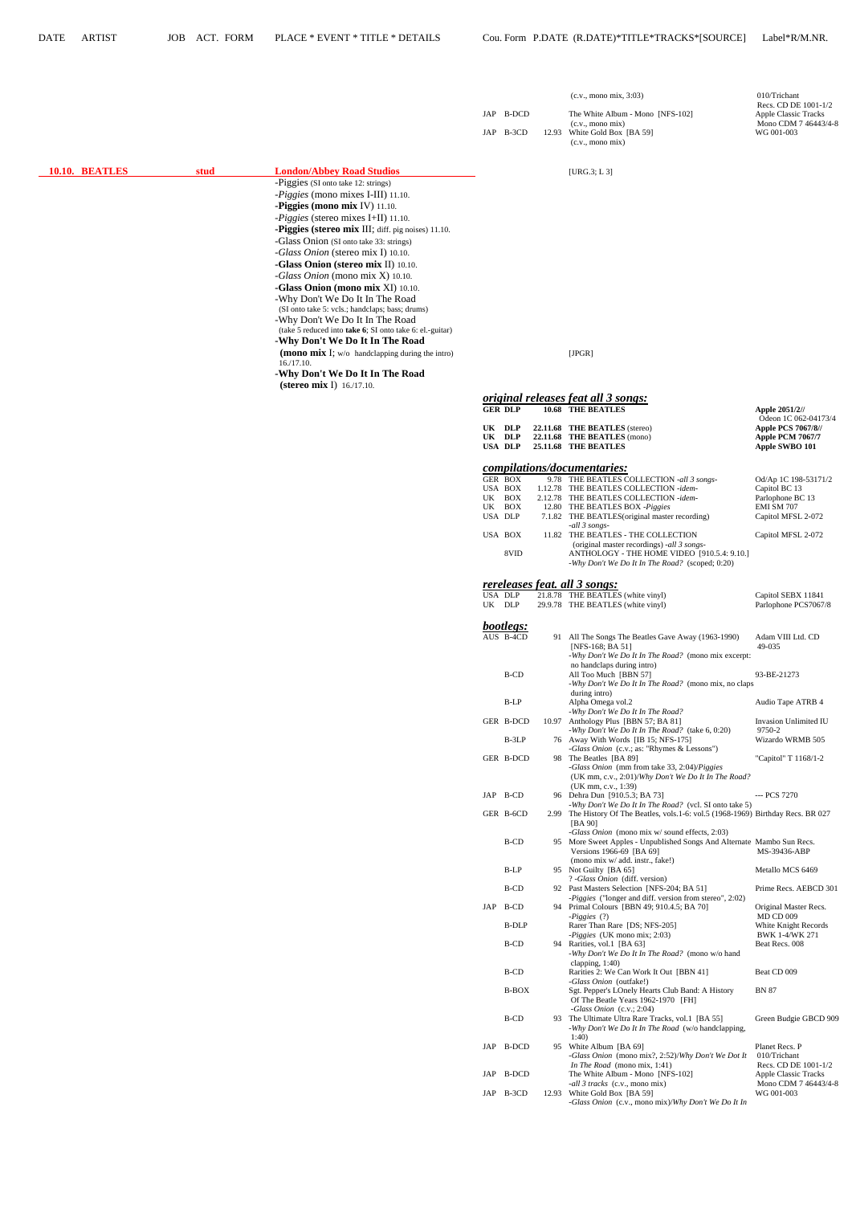| | | | | | |
|---|---|---|---|---|---|
| | | | (c.v., mono mix, 3:03) | 010/Trichant Recs. CD DE 1001-1/2 |
| JAP | B-DCD | | The White Album - Mono [NFS-102] (c.v., mono mix) | Apple Classic Tracks Mono CDM 7 46443/4-8 |
| JAP | B-3CD | 12.93 | White Gold Box [BA 59] (c.v., mono mix) | WG 001-003 |

**10.10. BEATLES** — **stud** — **London/Abbey Road Studios** [URG.3; L 3]

- -Piggies (SI onto take 12: strings)
- -*Piggies* (mono mixes I-III) 11.10.
- **-Piggies (mono mix** IV) 11.10.
- -*Piggies* (stereo mixes I+II) 11.10.
- **-Piggies (stereo mix** III; diff. pig noises) 11.10.
- -Glass Onion (SI onto take 33: strings)
- -*Glass Onion* (stereo mix I) 10.10.
- **-Glass Onion (stereo mix** II) 10.10.
- -*Glass Onion* (mono mix X) 10.10.
- **-Glass Onion (mono mix** XI) 10.10.
- -Why Don't We Do It In The Road (SI onto take 5: vcls.; handclaps; bass; drums)
- -Why Don't We Do It In The Road (take 5 reduced into **take 6**; SI onto take 6: el.-guitar)
- **-Why Don't We Do It In The Road (mono mix** I; w/o handclapping during the intro) 16./17.10. [JPGR]
- **-Why Don't We Do It In The Road (stereo mix** I) 16./17.10.

## *original releases feat all 3 songs:*

| | | | | |
|---|---|---|---|---|
| **GER** | **DLP** | **10.68** | **THE BEATLES** | **Apple 2051/2//** Odeon 1C 062-04173/4 |
| **UK** | **DLP** | **22.11.68** | **THE BEATLES** (stereo) | **Apple PCS 7067/8//** |
| **UK** | **DLP** | **22.11.68** | **THE BEATLES** (mono) | **Apple PCM 7067/7** |
| **USA** | **DLP** | **25.11.68** | **THE BEATLES** | **Apple SWBO 101** |

## *compilations/documentaries:*

| | | | | |
|---|---|---|---|---|
| GER | BOX | 9.78 | THE BEATLES COLLECTION -*all 3 songs-* | Od/Ap 1C 198-53171/2 |
| USA | BOX | 1.12.78 | THE BEATLES COLLECTION -*idem-* | Capitol BC 13 |
| UK | BOX | 2.12.78 | THE BEATLES COLLECTION -*idem-* | Parlophone BC 13 |
| UK | BOX | 12.80 | THE BEATLES BOX -*Piggies* | EMI SM 707 |
| USA | DLP | 7.1.82 | THE BEATLES(original master recording) -*all 3 songs-* | Capitol MFSL 2-072 |
| USA | BOX | 11.82 | THE BEATLES - THE COLLECTION (original master recordings) -*all 3 songs-* | Capitol MFSL 2-072 |
| | 8VID | | ANTHOLOGY - THE HOME VIDEO [910.5.4: 9.10.] -*Why Don't We Do It In The Road?* (scoped; 0:20) | |

## *rereleases feat. all 3 songs:*

| | | | | |
|---|---|---|---|---|
| USA | DLP | 21.8.78 | THE BEATLES (white vinyl) | Capitol SEBX 11841 |
| UK | DLP | 29.9.78 | THE BEATLES (white vinyl) | Parlophone PCS7067/8 |

## *bootlegs:*

| | | | | |
|---|---|---|---|---|
| AUS | B-4CD | 91 | All The Songs The Beatles Gave Away (1963-1990) [NFS-168; BA 51] -*Why Don't We Do It In The Road?* (mono mix excerpt: no handclaps during intro) | Adam VIII Ltd. CD 49-035 |
| | B-CD | | All Too Much [BBN 57] -*Why Don't We Do It In The Road?* (mono mix, no claps during intro) | 93-BE-21273 |
| | B-LP | | Alpha Omega vol.2 -*Why Don't We Do It In The Road?* | Audio Tape ATRB 4 |
| GER | B-DCD | 10.97 | Anthology Plus [BBN 57; BA 81] -*Why Don't We Do It In The Road?* (take 6, 0:20) | Invasion Unlimited IU 9750-2 |
| | B-3LP | 76 | Away With Words [IB 15; NFS-175] -*Glass Onion* (c.v.; as: "Rhymes & Lessons") | Wizardo WRMB 505 |
| GER | B-DCD | 98 | The Beatles [BA 89] -*Glass Onion* (mm from take 33, 2:04)/*Piggies* (UK mm, c.v., 2:01)/*Why Don't We Do It In The Road?* (UK mm, c.v., 1:39) | "Capitol" T 1168/1-2 |
| JAP | B-CD | 96 | Dehra Dun [910.5.3; BA 73] -*Why Don't We Do It In The Road?* (vcl. SI onto take 5) | --- PCS 7270 |
| GER | B-6CD | 2.99 | The History Of The Beatles, vols.1-6: vol.5 (1968-1969) [BA 90] -*Glass Onion* (mono mix w/ sound effects, 2:03) | Birthday Recs. BR 027 |
| | B-CD | 95 | More Sweet Apples - Unpublished Songs And Alternate Versions 1966-69 [BA 69] (mono mix w/ add. instr., fake!) | Mambo Sun Recs. MS-39436-ABP |
| | B-LP | 95 | Not Guilty [BA 65] ? -*Glass Onion* (diff. version) | Metallo MCS 6469 |
| | B-CD | 92 | Past Masters Selection [NFS-204; BA 51] -*Piggies* ("longer and diff. version from stereo", 2:02) | Prime Recs. AEBCD 301 |
| JAP | B-CD | 94 | Primal Colours [BBN 49; 910.4.5; BA 70] -*Piggies* (?) | Original Master Recs. MD CD 009 |
| | B-DLP | | Rarer Than Rare [DS; NFS-205] -*Piggies* (UK mono mix; 2:03) | White Knight Records BWK 1-4/WK 271 |
| | B-CD | 94 | Rarities, vol.1 [BA 63] -*Why Don't We Do It In The Road?* (mono w/o hand clapping, 1:40) | Beat Recs. 008 |
| | B-CD | | Rarities 2: We Can Work It Out [BBN 41] -*Glass Onion* (outfake!) | Beat CD 009 |
| | B-BOX | | Sgt. Pepper's LOnely Hearts Club Band: A History Of The Beatle Years 1962-1970 [FH] -*Glass Onion* (c.v.; 2:04) | BN 87 |
| | B-CD | 93 | The Ultimate Ultra Rare Tracks, vol.1 [BA 55] -*Why Don't We Do It In The Road* (w/o handclapping, 1:40) | Green Budgie GBCD 909 |
| JAP | B-DCD | 95 | White Album [BA 69] -*Glass Onion* (mono mix?, 2:52)/*Why Don't We Do It In The Road* (mono mix, 1:41) | Planet Recs. P 010/Trichant Recs. CD DE 1001-1/2 |
| JAP | B-DCD | | The White Album - Mono [NFS-102] -*all 3 tracks* (c.v., mono mix) | Apple Classic Tracks Mono CDM 7 46443/4-8 |
| JAP | B-3CD | 12.93 | White Gold Box [BA 59] -*Glass Onion* (c.v., mono mix)/*Why Don't We Do It In* | WG 001-003 |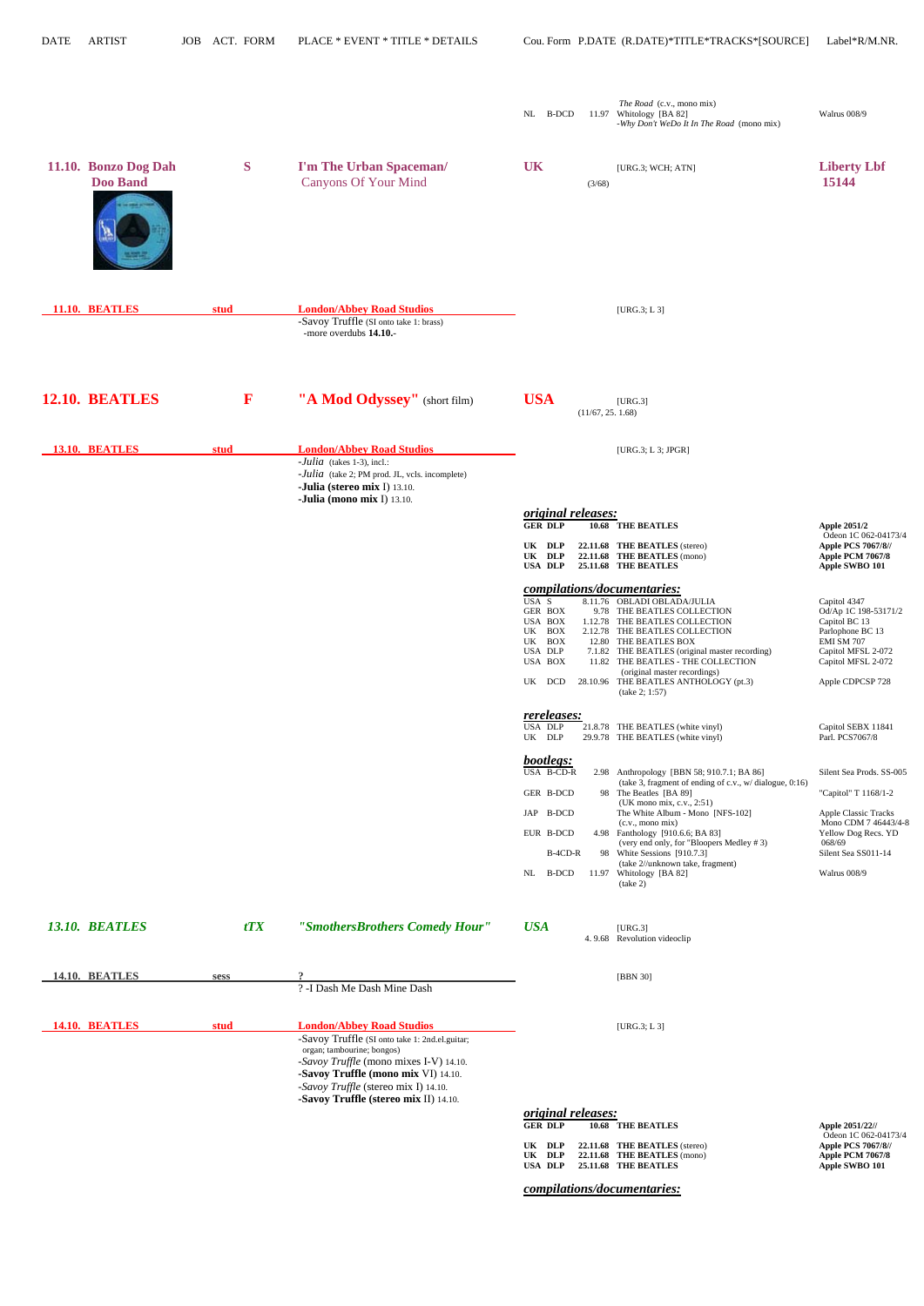| DATE | ARTIST | JOB | ACT. | FORM | PLACE * EVENT * TITLE * DETAILS | Cou. | Form | P.DATE | (R.DATE)*TITLE*TRACKS*[SOURCE] | Label*R/M.NR. |
|---|---|---|---|---|---|---|---|---|---|---|
| | | | | | | NL | B-DCD | 11.97 | *The Road* (c.v., mono mix) Whitology [BA 82] -*Why Don't WeDo It In The Road* (mono mix) | Walrus 008/9 |
| **11.10.** | **Bonzo Dog Dah Doo Band** | | | **S** | **I'm The Urban Spaceman/** Canyons Of Your Mind | **UK** | | (3/68) | [URG.3; WCH; ATN] | **Liberty Lbf 15144** |
| **11.10.** | **BEATLES** | **stud** | | | **London/Abbey Road Studios** -Savoy Truffle (SI onto take 1: brass) -more overdubs **14.10.-** | | | | [URG.3; L 3] | |
| **12.10.** | **BEATLES** | | | **F** | **"A Mod Odyssey"** (short film) | **USA** | | (11/67, 25. 1.68) | [URG.3] | |
| **13.10.** | **BEATLES** | **stud** | | | **London/Abbey Road Studios** -*Julia* (takes 1-3), incl.: -*Julia* (take 2; PM prod. JL, vcls. incomplete) -**Julia (stereo mix I)** 13.10. -**Julia (mono mix I)** 13.10. | | | | [URG.3; L 3; JPGR] | |

***original releases:***

| Cou. | Form | P.DATE | TITLE | Label |
|---|---|---|---|---|
| **GER** | **DLP** | **10.68** | **THE BEATLES** | **Apple 2051/2** Odeon 1C 062-04173/4 |
| **UK** | **DLP** | **22.11.68** | **THE BEATLES** (stereo) | **Apple PCS 7067/8//** |
| **UK** | **DLP** | **22.11.68** | **THE BEATLES** (mono) | **Apple PCM 7067/8** |
| **USA** | **DLP** | **25.11.68** | **THE BEATLES** | **Apple SWBO 101** |

***compilations/documentaries:***

| Cou. | Form | P.DATE | TITLE | Label |
|---|---|---|---|---|
| USA | S | 8.11.76 | OBLADI OBLADA/JULIA | Capitol 4347 |
| GER | BOX | 9.78 | THE BEATLES COLLECTION | Od/Ap 1C 198-53171/2 |
| USA | BOX | 1.12.78 | THE BEATLES COLLECTION | Capitol BC 13 |
| UK | BOX | 2.12.78 | THE BEATLES COLLECTION | Parlophone BC 13 |
| UK | BOX | 12.80 | THE BEATLES BOX | EMI SM 707 |
| USA | DLP | 7.1.82 | THE BEATLES (original master recording) | Capitol MFSL 2-072 |
| USA | BOX | 11.82 | THE BEATLES - THE COLLECTION (original master recordings) | Capitol MFSL 2-072 |
| UK | DCD | 28.10.96 | THE BEATLES ANTHOLOGY (pt.3) (take 2; 1:57) | Apple CDPCSP 728 |

***rereleases:***

| Cou. | Form | P.DATE | TITLE | Label |
|---|---|---|---|---|
| USA | DLP | 21.8.78 | THE BEATLES (white vinyl) | Capitol SEBX 11841 |
| UK | DLP | 29.9.78 | THE BEATLES (white vinyl) | Parl. PCS7067/8 |

***bootlegs:***

| Cou. | Form | P.DATE | TITLE | Label |
|---|---|---|---|---|
| USA | B-CD-R | 2.98 | Anthropology [BBN 58; 910.7.1; BA 86] (take 3, fragment of ending of c.v., w/ dialogue, 0:16) | Silent Sea Prods. SS-005 |
| GER | B-DCD | 98 | The Beatles [BA 89] (UK mono mix, c.v., 2:51) | "Capitol" T 1168/1-2 |
| JAP | B-DCD | | The White Album - Mono [NFS-102] (c.v., mono mix) | Apple Classic Tracks Mono CDM 7 46443/4-8 |
| EUR | B-DCD | 4.98 | Fanthology [910.6.6; BA 83] (very end only, for "Bloopers Medley # 3) | Yellow Dog Recs. YD 068/69 |
| | B-4CD-R | 98 | White Sessions [910.7.3] (take 2//unknown take, fragment) | Silent Sea SS011-14 |
| NL | B-DCD | 11.97 | Whitology [BA 82] (take 2) | Walrus 008/9 |

| DATE | ARTIST | JOB | ACT. | FORM | PLACE * EVENT * TITLE * DETAILS | Cou. | Form | P.DATE | (R.DATE)*TITLE*TRACKS*[SOURCE] | Label*R/M.NR. |
|---|---|---|---|---|---|---|---|---|---|---|
| ***13.10.*** | ***BEATLES*** | | | ***tTX*** | ***"SmothersBrothers Comedy Hour"*** | ***USA*** | | 4. 9.68 | [URG.3] Revolution videoclip | |
| **14.10.** | **BEATLES** | **sess** | | | **?** ? -I Dash Me Dash Mine Dash | | | | [BBN 30] | |
| **14.10.** | **BEATLES** | **stud** | | | **London/Abbey Road Studios** -Savoy Truffle (SI onto take 1: 2nd.el.guitar; organ; tambourine; bongos) -*Savoy Truffle* (mono mixes I-V) 14.10. -**Savoy Truffle (mono mix** VI) 14.10. -*Savoy Truffle* (stereo mix I) 14.10. -**Savoy Truffle (stereo mix** II) 14.10. | | | | [URG.3; L 3] | |

***original releases:***

| Cou. | Form | P.DATE | TITLE | Label |
|---|---|---|---|---|
| **GER** | **DLP** | **10.68** | **THE BEATLES** | **Apple 2051/22//** Odeon 1C 062-04173/4 |
| **UK** | **DLP** | **22.11.68** | **THE BEATLES** (stereo) | **Apple PCS 7067/8//** |
| **UK** | **DLP** | **22.11.68** | **THE BEATLES** (mono) | **Apple PCM 7067/8** |
| **USA** | **DLP** | **25.11.68** | **THE BEATLES** | **Apple SWBO 101** |

***compilations/documentaries:***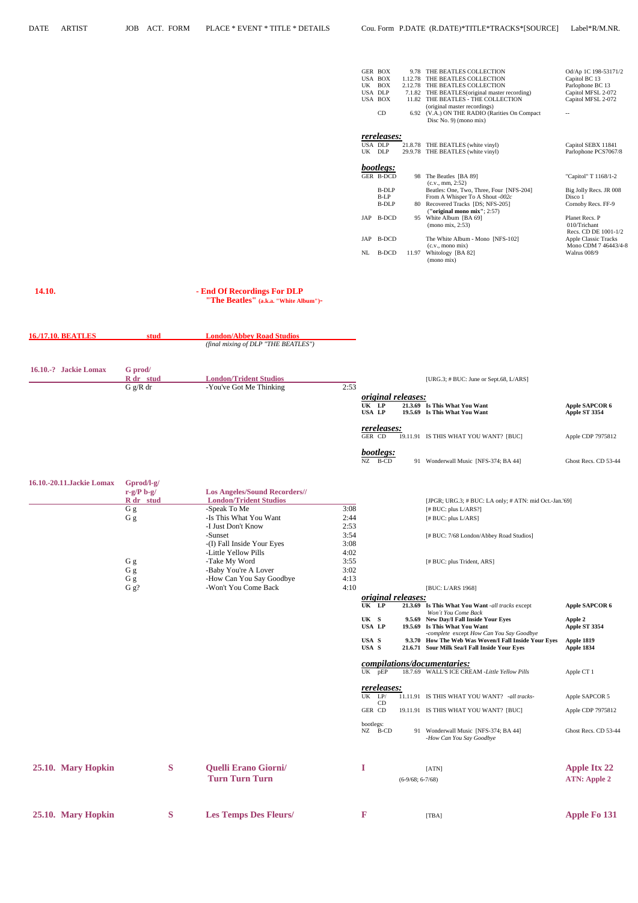| DATE | ARTIST | JOB | ACT. | FORM | PLACE * EVENT * TITLE * DETAILS | | Cou. | Form | P.DATE | (R.DATE)*TITLE*TRACKS*[SOURCE] | Label*R/M.NR. |
|---|---|---|---|---|---|---|---|---|---|---|---|
| | | | | | | | GER | BOX | 9.78 | THE BEATLES COLLECTION | Od/Ap 1C 198-53171/2 |
| | | | | | | | USA | BOX | 1.12.78 | THE BEATLES COLLECTION | Capitol BC 13 |
| | | | | | | | UK | BOX | 2.12.78 | THE BEATLES COLLECTION | Parlophone BC 13 |
| | | | | | | | USA | DLP | 7.1.82 | THE BEATLES(original master recording) | Capitol MFSL 2-072 |
| | | | | | | | USA | BOX | 11.82 | THE BEATLES - THE COLLECTION (original master recordings) | Capitol MFSL 2-072 |
| | | | | | | | | CD | 6.92 | (V.A.) ON THE RADIO (Rarities On Compact Disc No. 9) (mono mix) | -- |
| | | | | | | | ***rereleases:*** | | | | |
| | | | | | | | USA | DLP | 21.8.78 | THE BEATLES (white vinyl) | Capitol SEBX 11841 |
| | | | | | | | UK | DLP | 29.9.78 | THE BEATLES (white vinyl) | Parlophone PCS7067/8 |
| | | | | | | | ***bootlegs:*** | | | | |
| | | | | | | | GER | B-DCD | 98 | The Beatles [BA 89] (c.v., mm, 2:52) | "Capitol" T 1168/1-2 |
| | | | | | | | | B-DLP | | Beatles: One, Two, Three, Four [NFS-204] | Big Jolly Recs. JR 008 |
| | | | | | | | | B-LP | | From A Whisper To A Shout *-002c* | Disco 1 |
| | | | | | | | | B-DLP | 80 | Recovered Tracks [DS; NFS-205] (**"original mono mix"**; 2:57) | Cornoby Recs. FF-9 |
| | | | | | | | JAP | B-DCD | 95 | White Album [BA 69] (mono mix, 2:53) | Planet Recs. P 010/Trichant Recs. CD DE 1001-1/2 |
| | | | | | | | JAP | B-DCD | | The White Album - Mono [NFS-102] (c.v., mono mix) | Apple Classic Tracks Mono CDM 7 46443/4-8 |
| | | | | | | | NL | B-DCD | 11.97 | Whitology [BA 82] (mono mix) | Walrus 008/9 |
| **14.10.** | | | | | **- End Of Recordings For DLP "The Beatles" (a.k.a. "White Album")-** | | | | | | |
| **16./17.10.** | **BEATLES** | | **stud** | | **London/Abbey Road Studios** *(final mixing of DLP "THE BEATLES")* | | | | | | |
| 16.10.-? | Jackie Lomax | G prod/ R dr | stud | | London/Trident Studios | | | | | [URG.3; # BUC: June or Sept.68, L/ARS] | |
| | | G g/R dr | | | -You've Got Me Thinking | 2:53 | | | | | |
| | | | | | | | ***original releases:*** | | | | |
| | | | | | | | **UK** | **LP** | **21.3.69** | **Is This What You Want** | **Apple SAPCOR 6** |
| | | | | | | | **USA** | **LP** | **19.5.69** | **Is This What You Want** | **Apple ST 3354** |
| | | | | | | | ***rereleases:*** | | | | |
| | | | | | | | GER | CD | 19.11.91 | IS THIS WHAT YOU WANT? [BUC] | Apple CDP 7975812 |
| | | | | | | | ***bootlegs:*** | | | | |
| | | | | | | | NZ | B-CD | 91 | Wonderwall Music [NFS-374; BA 44] | Ghost Recs. CD 53-44 |
| 16.10.-20.11. | Jackie Lomax | Gprod/l-g/ r-g/P b-g/ R dr | stud | | Los Angeles/Sound Recorders// London/Trident Studios | | | | | [JPGR; URG.3; # BUC: LA only; # ATN: mid Oct.-Jan.'69] | |
| | | G g | | | -Speak To Me | 3:08 | | | | [# BUC: plus L/ARS?] | |
| | | G g | | | -Is This What You Want | 2:44 | | | | [# BUC: plus L/ARS] | |
| | | | | | -I Just Don't Know | 2:53 | | | | | |
| | | | | | -Sunset | 3:54 | | | | [# BUC: 7/68 London/Abbey Road Studios] | |
| | | | | | -(I) Fall Inside Your Eyes | 3:08 | | | | | |
| | | | | | -Little Yellow Pills | 4:02 | | | | | |
| | | G g | | | -Take My Word | 3:55 | | | | [# BUC: plus Trident, ARS] | |
| | | G g | | | -Baby You're A Lover | 3:02 | | | | | |
| | | G g | | | -How Can You Say Goodbye | 4:13 | | | | | |
| | | G g? | | | -Won't You Come Back | 4:10 | | | | [BUC: L/ARS 1968] | |
| | | | | | | | ***original releases:*** | | | | |
| | | | | | | | **UK** | **LP** | **21.3.69** | **Is This What You Want** *-all tracks except Won't You Come Back* | **Apple SAPCOR 6** |
| | | | | | | | **UK** | **S** | **9.5.69** | **New Day/I Fall Inside Your Eyes** | **Apple 2** |
| | | | | | | | **USA** | **LP** | **19.5.69** | **Is This What You Want** *-complete except How Can You Say Goodbye* | **Apple ST 3354** |
| | | | | | | | **USA** | **S** | **9.3.70** | **How The Web Was Woven/I Fall Inside Your Eyes** | **Apple 1819** |
| | | | | | | | **USA** | **S** | **21.6.71** | **Sour Milk Sea/I Fall Inside Your Eyes** | **Apple 1834** |
| | | | | | | | ***compilations/documentaries:*** | | | | |
| | | | | | | | UK | pEP | 18.7.69 | WALL'S ICE CREAM *-Little Yellow Pills* | Apple CT 1 |
| | | | | | | | ***rereleases:*** | | | | |
| | | | | | | | UK | LP/CD | 11.11.91 | IS THIS WHAT YOU WANT? *-all tracks-* | Apple SAPCOR 5 |
| | | | | | | | GER | CD | 19.11.91 | IS THIS WHAT YOU WANT? [BUC] | Apple CDP 7975812 |
| | | | | | | | bootlegs: | | | | |
| | | | | | | | NZ | B-CD | 91 | Wonderwall Music [NFS-374; BA 44] *-How Can You Say Goodbye* | Ghost Recs. CD 53-44 |
| **25.10.** | **Mary Hopkin** | | | **S** | **Quelli Erano Giorni/ Turn Turn Turn** | | **I** | | (6-9/68; 6-7/68) | [ATN] | **Apple Itx 22 ATN: Apple 2** |
| **25.10.** | **Mary Hopkin** | | | **S** | **Les Temps Des Fleurs/** | | **F** | | | [TBA] | **Apple Fo 131** |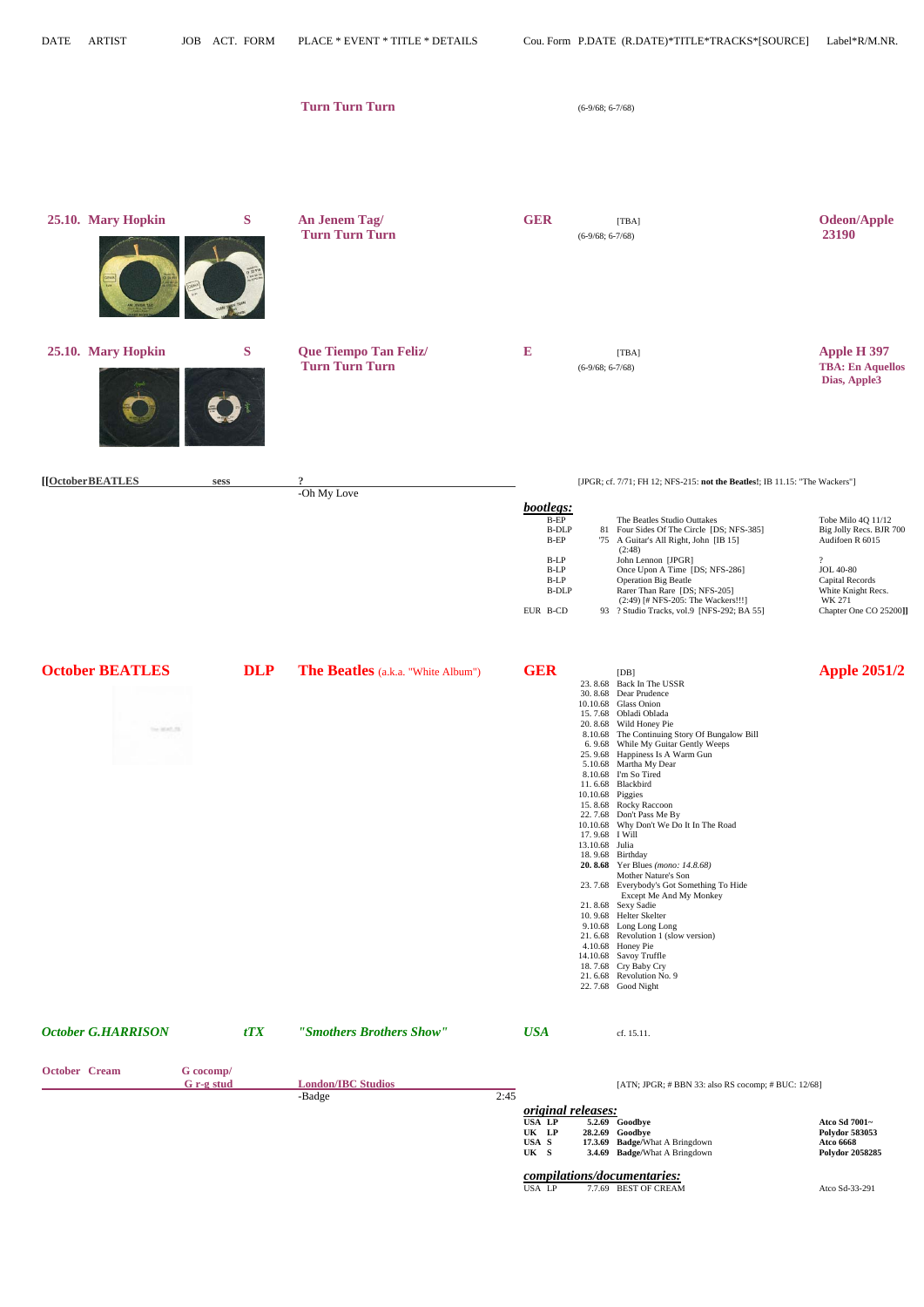| DATE | ARTIST | JOB | ACT. | FORM | PLACE * EVENT * TITLE * DETAILS | Cou. | Form | P.DATE (R.DATE)*TITLE*TRACKS*[SOURCE] | Label*R/M.NR. |
|---|---|---|---|---|---|---|---|---|---|

**Turn Turn Turn** (6-9/68; 6-7/68)

**25.10. Mary Hopkin** — **S** — **An Jenem Tag/ Turn Turn Turn** — **GER** — [TBA] (6-9/68; 6-7/68) — **Odeon/Apple 23190**

**25.10. Mary Hopkin** — **S** — **Que Tiempo Tan Feliz/ Turn Turn Turn** — **E** — [TBA] (6-9/68; 6-7/68) — **Apple H 397** — **TBA: En Aquellos Dias, Apple3**

**[[October BEATLES** — **sess** — **?**
-Oh My Love

[JPGR; cf. 7/71; FH 12; NFS-215: **not the Beatles!**; IB 11.15: "The Wackers"]

***bootlegs:***

| | Form | Year | Title | Label |
|---|---|---|---|---|
| | B-EP | | The Beatles Studio Outtakes | Tobe Milo 4Q 11/12 |
| | B-DLP | 81 | Four Sides Of The Circle [DS; NFS-385] | Big Jolly Recs. BJR 700 |
| | B-EP | '75 | A Guitar's All Right, John [IB 15] (2:48) | Audifoen R 6015 |
| | B-LP | | John Lennon [JPGR] | ? |
| | B-LP | | Once Upon A Time [DS; NFS-286] | JOL 40-80 |
| | B-LP | | Operation Big Beatle | Capital Records |
| | B-DLP | | Rarer Than Rare [DS; NFS-205] (2:49) [# NFS-205: The Wackers!!!] | White Knight Recs. WK 271 |
| EUR | B-CD | 93 | ? Studio Tracks, vol.9 [NFS-292; BA 55] | Chapter One CO 25200]] |

**October BEATLES** — **DLP** — **The Beatles** (a.k.a. "White Album") — **GER** — [DB] — **Apple 2051/2**

| Date | Title |
|---|---|
| 23. 8.68 | Back In The USSR |
| 30. 8.68 | Dear Prudence |
| 10.10.68 | Glass Onion |
| 15. 7.68 | Obladi Oblada |
| 20. 8.68 | Wild Honey Pie |
| 8.10.68 | The Continuing Story Of Bungalow Bill |
| 6. 9.68 | While My Guitar Gently Weeps |
| 25. 9.68 | Happiness Is A Warm Gun |
| 5.10.68 | Martha My Dear |
| 8.10.68 | I'm So Tired |
| 11. 6.68 | Blackbird |
| 10.10.68 | Piggies |
| 15. 8.68 | Rocky Raccoon |
| 22. 7.68 | Don't Pass Me By |
| 10.10.68 | Why Don't We Do It In The Road |
| 17. 9.68 | I Will |
| 13.10.68 | Julia |
| 18. 9.68 | Birthday |
| **20. 8.68** | Yer Blues *(mono: 14.8.68)* |
| | Mother Nature's Son |
| 23. 7.68 | Everybody's Got Something To Hide Except Me And My Monkey |
| 21. 8.68 | Sexy Sadie |
| 10. 9.68 | Helter Skelter |
| 9.10.68 | Long Long Long |
| 21. 6.68 | Revolution 1 (slow version) |
| 4.10.68 | Honey Pie |
| 14.10.68 | Savoy Truffle |
| 18. 7.68 | Cry Baby Cry |
| 21. 6.68 | Revolution No. 9 |
| 22. 7.68 | Good Night |

***October G.HARRISON*** — ***tTX*** — ***"Smothers Brothers Show"*** — ***USA*** — cf. 15.11.

**October Cream** — **G cocomp/ G r-g stud** — **London/IBC Studios** — [ATN; JPGR; # BBN 33: also RS cocomp; # BUC: 12/68]
-Badge 2:45

***original releases:***

| Cou. | Form | Date | Title | Label |
|---|---|---|---|---|
| **USA** | **LP** | **5.2.69** | **Goodbye** | **Atco Sd 7001~** |
| **UK** | **LP** | **28.2.69** | **Goodbye** | **Polydor 583053** |
| **USA** | **S** | **17.3.69** | **Badge**/What A Bringdown | **Atco 6668** |
| **UK** | **S** | **3.4.69** | **Badge**/What A Bringdown | **Polydor 2058285** |

***compilations/documentaries:***

| Cou. | Form | Date | Title | Label |
|---|---|---|---|---|
| USA | LP | 7.7.69 | BEST OF CREAM | Atco Sd-33-291 |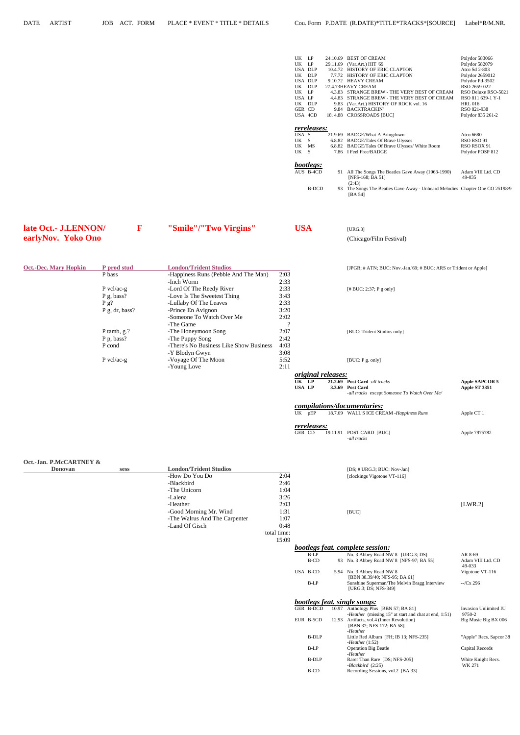DATE ARTIST JOB ACT. FORM PLACE * EVENT * TITLE * DETAILS Cou. Form P.DATE (R.DATE)*TITLE*TRACKS*[SOURCE] Label*R/M.NR.

| Cou. | Form | P.DATE | TITLE | Label |
|---|---|---|---|---|
| UK | LP | 24.10.69 | BEST OF CREAM | Polydor 583066 |
| UK | LP | 29.11.69 | (Var.Art.) HIT '69 | Polydor 582079 |
| USA | DLP | 10.4.72 | HISTORY OF ERIC CLAPTON | Atco Sd 2-803 |
| UK | DLP | 7.7.72 | HISTORY OF ERIC CLAPTON | Polydor 2659012 |
| USA | DLP | 9.10.72 | HEAVY CREAM | Polydor Pd-3502 |
| UK | DLP | 27.4.73 | HEAVY CREAM | RSO 2659-022 |
| UK | LP | 4.3.83 | STRANGE BREW - THE VERY BEST OF CREAM | RSO Deluxe RSO-5021 |
| USA | LP | 4.4.83 | STRANGE BREW - THE VERY BEST OF CREAM | RSO 811 639-1 Y-1 |
| UK | DLP | 9.83 | (Var.Art.) HISTORY OF ROCK vol. 16 | HRL 016 |
| GER | CD | 9.84 | BACKTRACKIN' | RSO 821-938 |
| USA | 4CD | 18. 4.88 | CROSSROADS [BUC] | Polydor 835 261-2 |

***rereleases:***

| Cou. | Form | P.DATE | TITLE | Label |
|---|---|---|---|---|
| USA | S | 21.9.69 | BADGE/What A Bringdown | Atco 6680 |
| UK | S | 6.8.82 | BADGE/Tales Of Brave Ulysses | RSO RSO 91 |
| UK | MS | 6.8.82 | BADGE/Tales Of Brave Ulysses/ White Room | RSO RSOX 91 |
| UK | S | 7.86 | I Feel Free/BADGE | Polydor POSP 812 |

***bootlegs:***

| Cou. | Form | P.DATE | TITLE | Label |
|---|---|---|---|---|
| AUS | B-4CD | 91 | All The Songs The Beatles Gave Away (1963-1990) [NFS-168; BA 51] (2:43) | Adam VIII Ltd. CD 49-035 |
| | B-DCD | 93 | The Songs The Beatles Gave Away - Unheard Melodies [BA 54] | Chapter One CO 25198/9 |

**late Oct.- earlyNov. J.LENNON/ Yoko Ono** **F** **"Smile"/"Two Virgins"** **USA** [URG.3] (Chicago/Film Festival)

**Oct.-Dec. Mary Hopkin** — P prod stud — **London/Trident Studios** — [JPGR; # ATN; BUC: Nov.-Jan.'69; # BUC: ARS or Trident or Apple]

| JOB | TITLE | TIME | NOTES |
|---|---|---|---|
| P bass | -Happiness Runs (Pebble And The Man) | 2:03 | |
| | -Inch Worm | 2:33 | |
| P vcl/ac-g | -Lord Of The Reedy River | 2:33 | [# BUC: 2:37; P g only] |
| P g, bass? | -Love Is The Sweetest Thing | 3:43 | |
| P g? | -Lullaby Of The Leaves | 2:33 | |
| P g, dr, bass? | -Prince En Avignon | 3:20 | |
| | -Someone To Watch Over Me | 2:02 | |
| | -The Game | ? | |
| P tamb, g.? | -The Honeymoon Song | 2:07 | [BUC: Trident Studios only] |
| P p, bass? | -The Puppy Song | 2:42 | |
| P cond | -There's No Business Like Show Business | 4:03 | |
| | -Y Blodyn Gwyn | 3:08 | |
| P vcl/ac-g | -Voyage Of The Moon | 5:52 | [BUC: P g. only] |
| | -Young Love | 2:11 | |

***original releases:***

| Cou. | Form | P.DATE | TITLE | Label |
|---|---|---|---|---|
| **UK** | **LP** | **21.2.69** | **Post Card** *-all tracks* | **Apple SAPCOR 5** |
| **USA** | **LP** | **3.3.69** | **Post Card** *-all tracks except Someone To Watch Over Me/* | **Apple ST 3351** |

***compilations/documentaries:***

| Cou. | Form | P.DATE | TITLE | Label |
|---|---|---|---|---|
| UK | pEP | 18.7.69 | WALL'S ICE CREAM *-Happiness Runs* | Apple CT 1 |

***rereleases:***

| Cou. | Form | P.DATE | TITLE | Label |
|---|---|---|---|---|
| GER | CD | 19.11.91 | POST CARD [BUC] *-all tracks* | Apple 7975782 |

**Oct.-Jan. P.McCARTNEY & Donovan** — sess — **London/Trident Studios** — [DS; # URG.3; BUC: Nov-Jan] [clockings Vigotone VT-116] [LWR.2]

| TITLE | TIME | NOTES |
|---|---|---|
| -How Do You Do | 2:04 | |
| -Blackbird | 2:46 | |
| -The Unicorn | 1:04 | |
| -Lalena | 3:26 | |
| -Heather | 2:03 | |
| -Good Morning Mr. Wind | 1:31 | [BUC] |
| -The Walrus And The Carpenter | 1:07 | |
| -Land Of Gisch | 0:48 | |
| total time: | 15:09 | |

***bootlegs feat. complete session:***

| Cou. | Form | P.DATE | TITLE | Label |
|---|---|---|---|---|
| | B-LP | | No. 3 Abbey Road NW 8 [URG.3; DS] | AR 8-69 |
| | B-CD | 93 | No. 3 Abbey Road NW 8 [NFS-97; BA 55] | Adam VIII Ltd. CD 49-033 |
| USA | B-CD | 5.94 | No. 3 Abbey Road NW 8 [BBN 38.39/40; NFS-95; BA 61] | Vigotone VT-116 |
| | B-LP | | Sunshine Superman/The Melvin Bragg Interview [URG.3; DS; NFS-349] | --/Cx 296 |

***bootlegs feat. single songs:***

| Cou. | Form | P.DATE | TITLE | Label |
|---|---|---|---|---|
| GER | B-DCD | 10.97 | Anthology Plus [BBN 57; BA 81] *-Heather* (missing 15" at start and chat at end, 1:51) | Invasion Unlimited IU 9750-2 |
| EUR | B-5CD | 12.93 | Artifacts, vol.4 (Inner Revolution) [BBN 37; NFS-172; BA 58] *-Heather* | Big Music Big BX 006 |
| | B-DLP | | Little Red Album [FH; IB 13; NFS-235] *-Heather* (1:52) | "Apple" Recs. Sapcor 38 |
| | B-LP | | Operation Big Beatle *-Heather* | Capital Records |
| | B-DLP | | Rarer Than Rare [DS; NFS-205] *-Blackbird* (2:25) | White Knight Recs. WK 271 |
| | B-CD | | Recording Sessions, vol.2 [BA 33] | |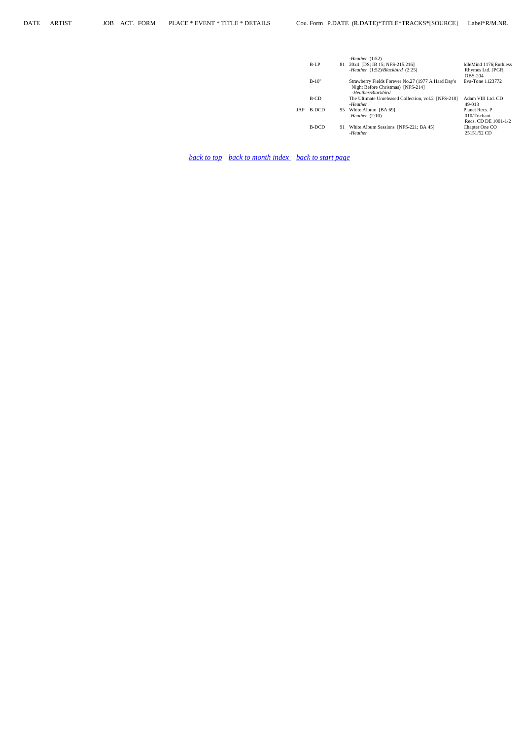| DATE | ARTIST | JOB | ACT. FORM | PLACE * EVENT * TITLE * DETAILS | Cou. | Form | P.DATE | (R.DATE)*TITLE*TRACKS*[SOURCE] | Label*R/M.NR. |
|---|---|---|---|---|---|---|---|---|---|
| | | | | | | | | -*Heather* (1:52) | |
| | | | | | | B-LP | 81 | 20x4 [DS; IB 15; NFS-215.216] -*Heather* (1:52)/*Blackbird* (2:25) | IdleMind 1176;Ruthless Rhymes Ltd. JPGR; OBS-204 |
| | | | | | | B-10" | | Strawberry Fields Forever No.27 (1977 A Hard Day's Night Before Christmas) [NFS-214] -*Heather/Blackbird* | Eva-Tone 1123772 |
| | | | | | | B-CD | | The Ultimate Unreleased Collection, vol.2 [NFS-218] -*Heather* | Adam VIII Ltd. CD 49-013 |
| | | | | | JAP | B-DCD | 95 | White Album [BA 69] -*Heather* (2:10) | Planet Recs. P 010/Trichant Recs. CD DE 1001-1/2 |
| | | | | | | B-DCD | 91 | White Album Sessions [NFS-221; BA 45] -*Heather* | Chapter One CO 25151/52 CD |

*back to top* *back to month index* *back to start page*